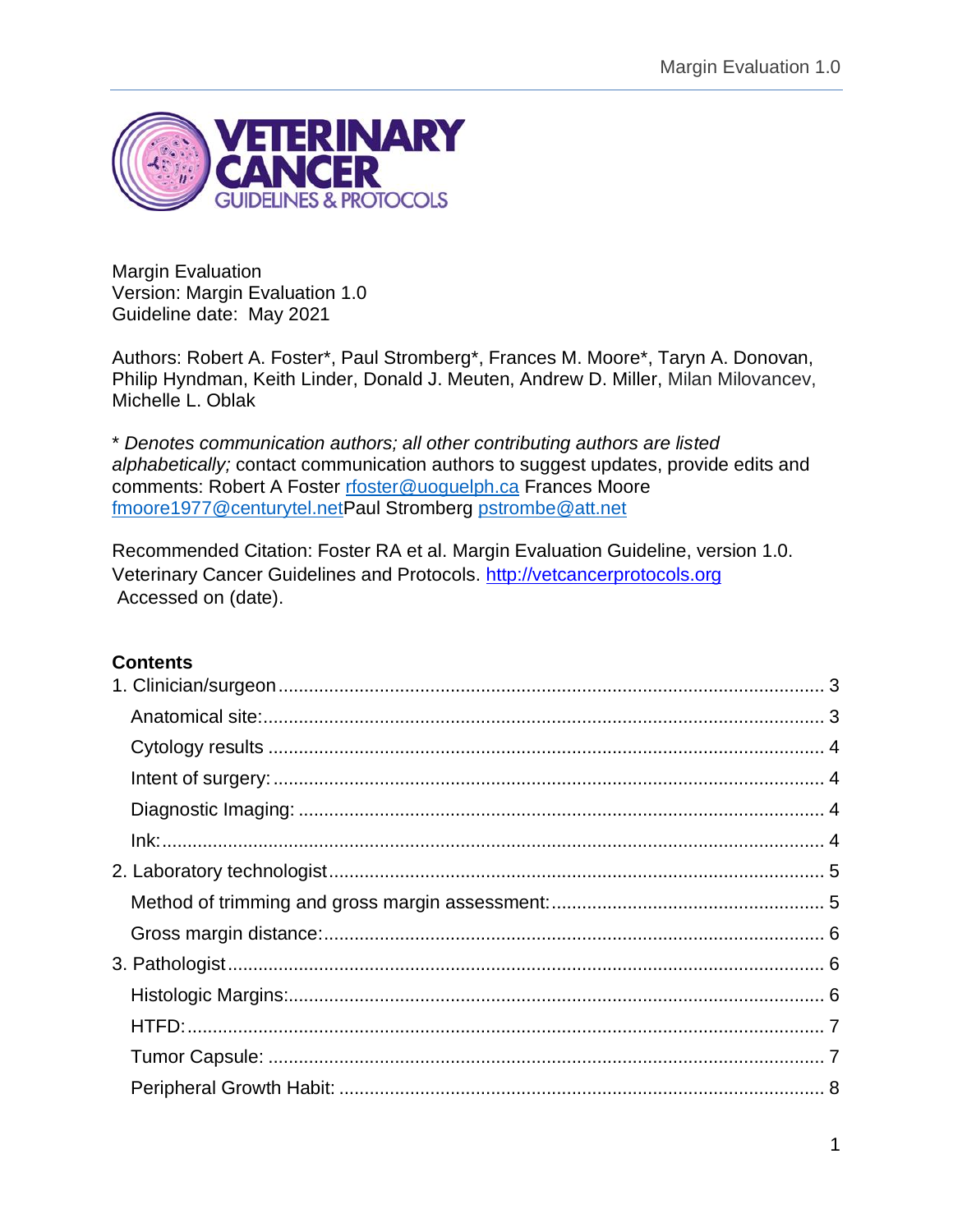Margin Evaluation
Version: Margin Evaluation 1.0
Guideline date: May 2021

Authors: Robert A. Foster*, Paul Stromberg*, Frances M. Moore*, Taryn A. Donovan, Philip Hyndman, Keith Linder, Donald J. Meuten, Andrew D. Miller, Milan Milovancev, Michelle L. Oblak

* *Denotes communication authors; all other contributing authors are listed alphabetically;* contact communication authors to suggest updates, provide edits and comments: Robert A Foster [rfoster@uoguelph.ca](mailto:rfoster@uoguelph.ca) Frances Moore [fmoore1977@centurytel.net](mailto:fmoore1977@centurytel.net)Paul Stromberg [pstrombe@att.net](mailto:pstrombe@att.net)

Recommended Citation: Foster RA et al. Margin Evaluation Guideline, version 1.0. Veterinary Cancer Guidelines and Protocols. [http://vetcancerprotocols.org](http://vetcancerprotocols.org) Accessed on (date).

**Contents**

1. Clinician/surgeon .......... 3
   - Anatomical site: .......... 3
   - Cytology results .......... 4
   - Intent of surgery: .......... 4
   - Diagnostic Imaging: .......... 4
   - Ink: .......... 4
2. Laboratory technologist .......... 5
   - Method of trimming and gross margin assessment: .......... 5
   - Gross margin distance: .......... 6
3. Pathologist .......... 6
   - Histologic Margins: .......... 6
   - HTFD: .......... 7
   - Tumor Capsule: .......... 7
   - Peripheral Growth Habit: .......... 8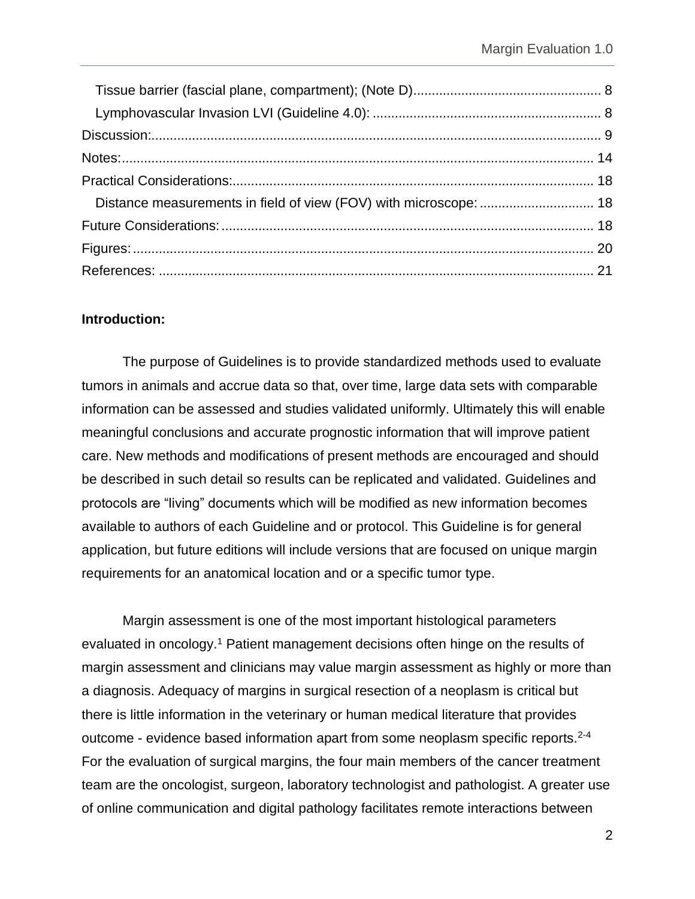Tissue barrier (fascial plane, compartment); (Note D) .................................................. 8
Lymphovascular Invasion LVI (Guideline 4.0): ............................................................. 8
Discussion: ......................................................................................................................... 9
Notes: ............................................................................................................................... 14
Practical Considerations: ................................................................................................. 18
Distance measurements in field of view (FOV) with microscope: ............................... 18
Future Considerations: .................................................................................................... 18
Figures: ............................................................................................................................ 20
References: ...................................................................................................................... 21

**Introduction:**

The purpose of Guidelines is to provide standardized methods used to evaluate tumors in animals and accrue data so that, over time, large data sets with comparable information can be assessed and studies validated uniformly. Ultimately this will enable meaningful conclusions and accurate prognostic information that will improve patient care. New methods and modifications of present methods are encouraged and should be described in such detail so results can be replicated and validated. Guidelines and protocols are "living" documents which will be modified as new information becomes available to authors of each Guideline and or protocol. This Guideline is for general application, but future editions will include versions that are focused on unique margin requirements for an anatomical location and or a specific tumor type.

Margin assessment is one of the most important histological parameters evaluated in oncology.[1] Patient management decisions often hinge on the results of margin assessment and clinicians may value margin assessment as highly or more than a diagnosis. Adequacy of margins in surgical resection of a neoplasm is critical but there is little information in the veterinary or human medical literature that provides outcome - evidence based information apart from some neoplasm specific reports.[2-4] For the evaluation of surgical margins, the four main members of the cancer treatment team are the oncologist, surgeon, laboratory technologist and pathologist. A greater use of online communication and digital pathology facilitates remote interactions between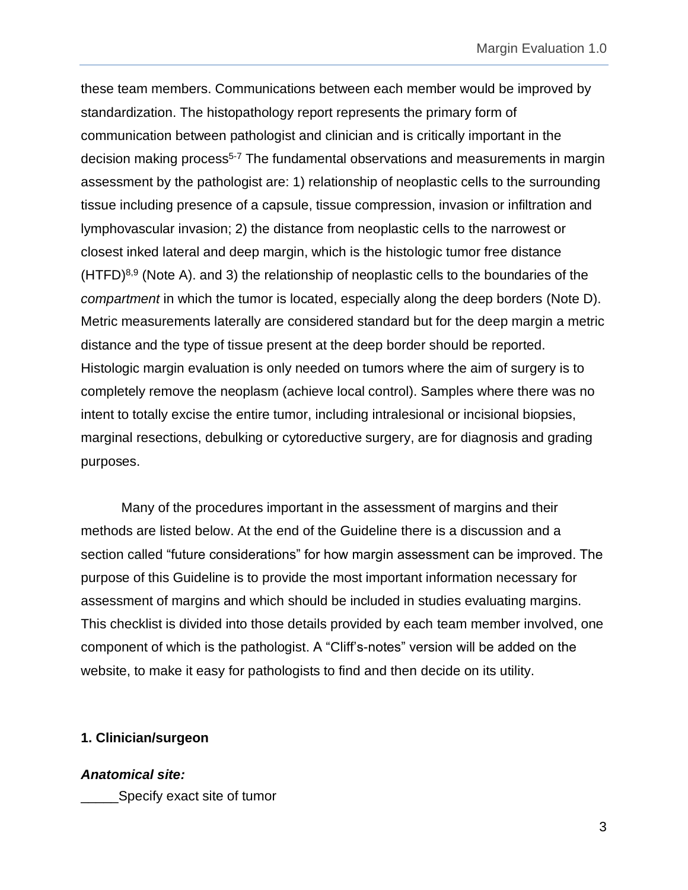these team members. Communications between each member would be improved by standardization. The histopathology report represents the primary form of communication between pathologist and clinician and is critically important in the decision making process[5-7] The fundamental observations and measurements in margin assessment by the pathologist are: 1) relationship of neoplastic cells to the surrounding tissue including presence of a capsule, tissue compression, invasion or infiltration and lymphovascular invasion; 2) the distance from neoplastic cells to the narrowest or closest inked lateral and deep margin, which is the histologic tumor free distance (HTFD)[8,9] (Note A). and 3) the relationship of neoplastic cells to the boundaries of the *compartment* in which the tumor is located, especially along the deep borders (Note D). Metric measurements laterally are considered standard but for the deep margin a metric distance and the type of tissue present at the deep border should be reported. Histologic margin evaluation is only needed on tumors where the aim of surgery is to completely remove the neoplasm (achieve local control). Samples where there was no intent to totally excise the entire tumor, including intralesional or incisional biopsies, marginal resections, debulking or cytoreductive surgery, are for diagnosis and grading purposes.

Many of the procedures important in the assessment of margins and their methods are listed below. At the end of the Guideline there is a discussion and a section called "future considerations" for how margin assessment can be improved. The purpose of this Guideline is to provide the most important information necessary for assessment of margins and which should be included in studies evaluating margins. This checklist is divided into those details provided by each team member involved, one component of which is the pathologist. A "Cliff's-notes" version will be added on the website, to make it easy for pathologists to find and then decide on its utility.

## 1. Clinician/surgeon

### *Anatomical site:*

_____Specify exact site of tumor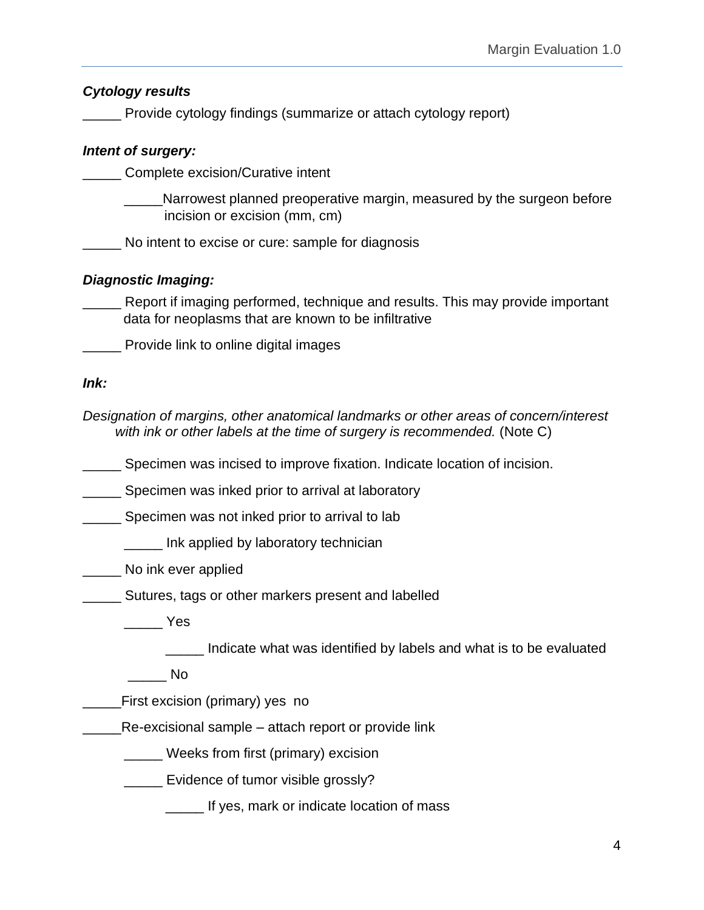***Cytology results***

_____ Provide cytology findings (summarize or attach cytology report)

***Intent of surgery:***

_____ Complete excision/Curative intent

- _____Narrowest planned preoperative margin, measured by the surgeon before incision or excision (mm, cm)

_____ No intent to excise or cure: sample for diagnosis

***Diagnostic Imaging:***

_____ Report if imaging performed, technique and results. This may provide important data for neoplasms that are known to be infiltrative

_____ Provide link to online digital images

***Ink:***

*Designation of margins, other anatomical landmarks or other areas of concern/interest with ink or other labels at the time of surgery is recommended.* (Note C)

_____ Specimen was incised to improve fixation. Indicate location of incision.

_____ Specimen was inked prior to arrival at laboratory

_____ Specimen was not inked prior to arrival to lab

- _____ Ink applied by laboratory technician

_____ No ink ever applied

_____ Sutures, tags or other markers present and labelled

- _____ Yes
  - _____ Indicate what was identified by labels and what is to be evaluated
- _____ No

_____First excision (primary) yes  no

_____Re-excisional sample – attach report or provide link

- _____ Weeks from first (primary) excision
- _____ Evidence of tumor visible grossly?
  - _____ If yes, mark or indicate location of mass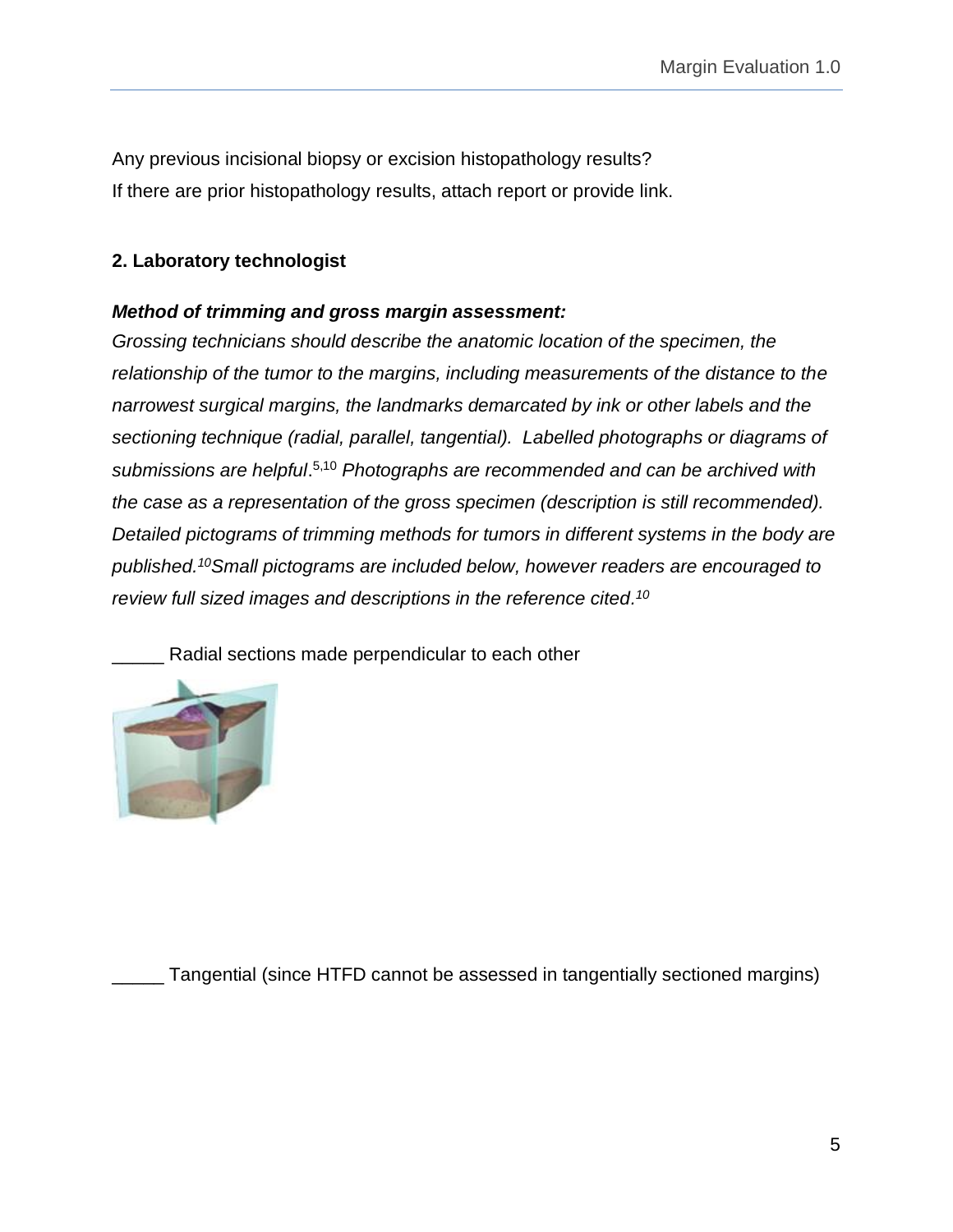Any previous incisional biopsy or excision histopathology results?
If there are prior histopathology results, attach report or provide link.

**2. Laboratory technologist**

***Method of trimming and gross margin assessment:***
*Grossing technicians should describe the anatomic location of the specimen, the relationship of the tumor to the margins, including measurements of the distance to the narrowest surgical margins, the landmarks demarcated by ink or other labels and the sectioning technique (radial, parallel, tangential). Labelled photographs or diagrams of submissions are helpful*.[5,10] *Photographs are recommended and can be archived with the case as a representation of the gross specimen (description is still recommended). Detailed pictograms of trimming methods for tumors in different systems in the body are published.[10] Small pictograms are included below, however readers are encouraged to review full sized images and descriptions in the reference cited.[10]*

_____ Radial sections made perpendicular to each other

_____ Tangential (since HTFD cannot be assessed in tangentially sectioned margins)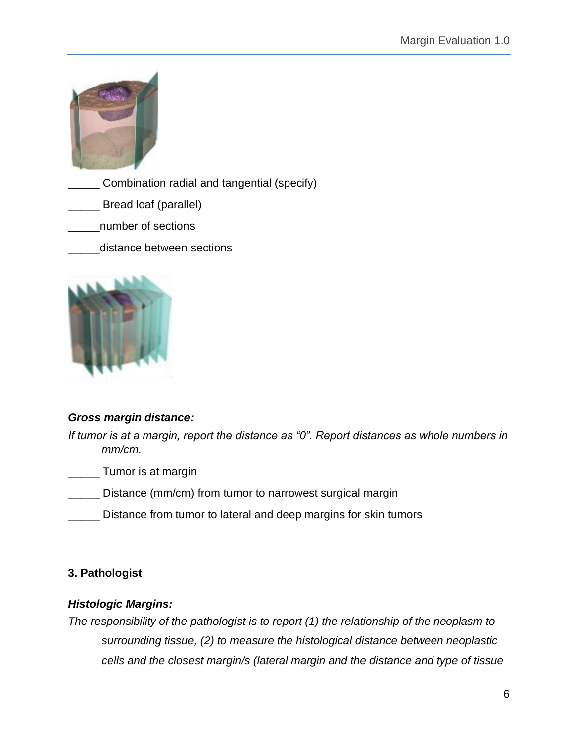_____ Combination radial and tangential (specify)

_____ Bread loaf (parallel)

_____number of sections

_____distance between sections

***Gross margin distance:***

*If tumor is at a margin, report the distance as "0". Report distances as whole numbers in mm/cm.*

_____ Tumor is at margin

_____ Distance (mm/cm) from tumor to narrowest surgical margin

_____ Distance from tumor to lateral and deep margins for skin tumors

**3. Pathologist**

***Histologic Margins:***

*The responsibility of the pathologist is to report (1) the relationship of the neoplasm to surrounding tissue, (2) to measure the histological distance between neoplastic cells and the closest margin/s (lateral margin and the distance and type of tissue*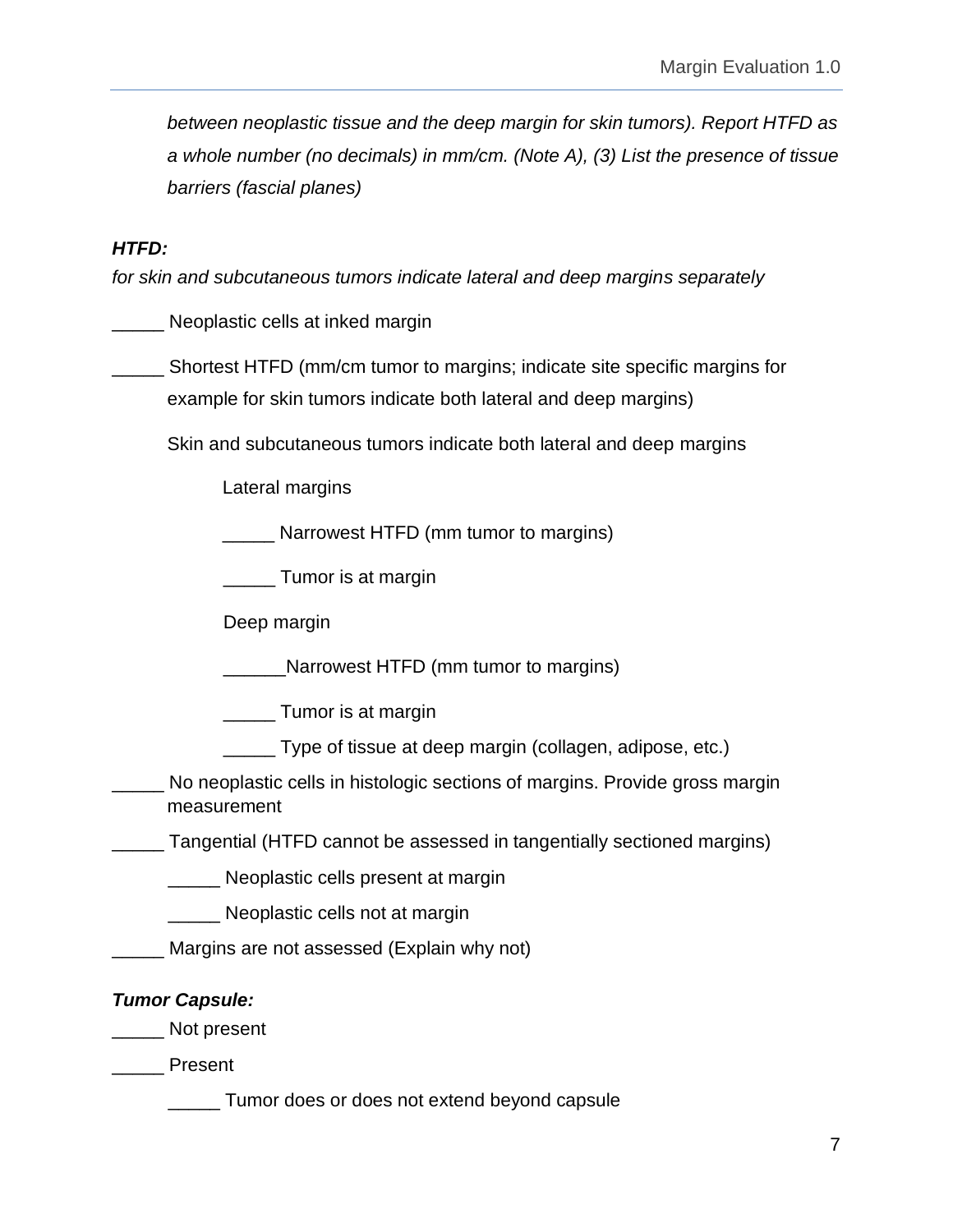*between neoplastic tissue and the deep margin for skin tumors). Report HTFD as a whole number (no decimals) in mm/cm. (Note A), (3) List the presence of tissue barriers (fascial planes)*

***HTFD:***

*for skin and subcutaneous tumors indicate lateral and deep margins separately*

_____ Neoplastic cells at inked margin

_____ Shortest HTFD (mm/cm tumor to margins; indicate site specific margins for example for skin tumors indicate both lateral and deep margins)

Skin and subcutaneous tumors indicate both lateral and deep margins

Lateral margins

_____ Narrowest HTFD (mm tumor to margins)

_____ Tumor is at margin

Deep margin

______Narrowest HTFD (mm tumor to margins)

_____ Tumor is at margin

_____ Type of tissue at deep margin (collagen, adipose, etc.)

_____ No neoplastic cells in histologic sections of margins. Provide gross margin measurement

_____ Tangential (HTFD cannot be assessed in tangentially sectioned margins)

_____ Neoplastic cells present at margin

_____ Neoplastic cells not at margin

_____ Margins are not assessed (Explain why not)

***Tumor Capsule:***

_____ Not present

_____ Present

_____ Tumor does or does not extend beyond capsule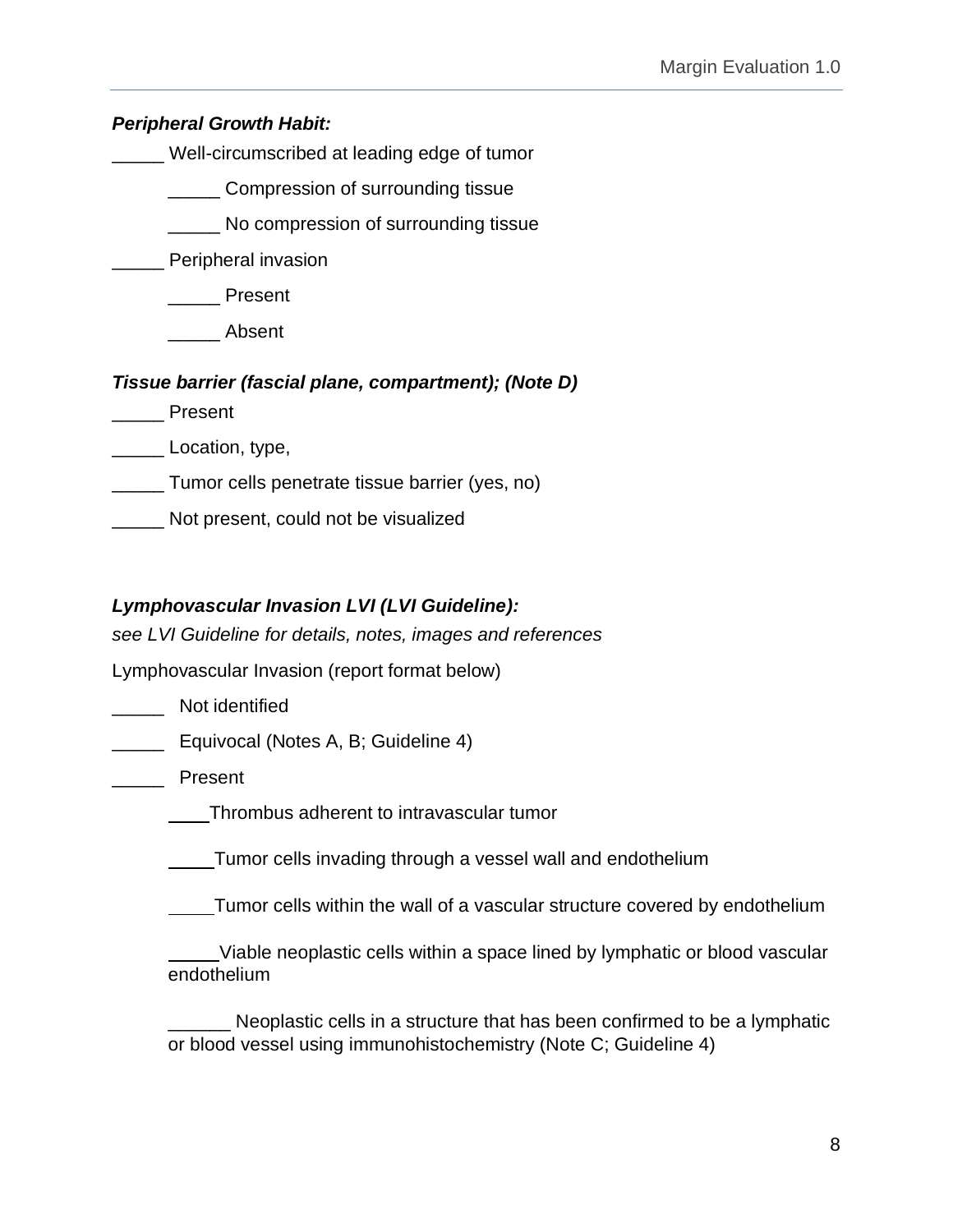***Peripheral Growth Habit:***

_____ Well-circumscribed at leading edge of tumor

    _____ Compression of surrounding tissue

    _____ No compression of surrounding tissue

_____ Peripheral invasion

    _____ Present

    _____ Absent

***Tissue barrier (fascial plane, compartment); (Note D)***

_____ Present

_____ Location, type,

_____ Tumor cells penetrate tissue barrier (yes, no)

_____ Not present, could not be visualized

***Lymphovascular Invasion LVI (LVI Guideline):***

*see LVI Guideline for details, notes, images and references*

Lymphovascular Invasion (report format below)

_____ Not identified

_____ Equivocal (Notes A, B; Guideline 4)

_____ Present

    ____ Thrombus adherent to intravascular tumor

    ____ Tumor cells invading through a vessel wall and endothelium

    ____ Tumor cells within the wall of a vascular structure covered by endothelium

    _____ Viable neoplastic cells within a space lined by lymphatic or blood vascular endothelium

    ______ Neoplastic cells in a structure that has been confirmed to be a lymphatic or blood vessel using immunohistochemistry (Note C; Guideline 4)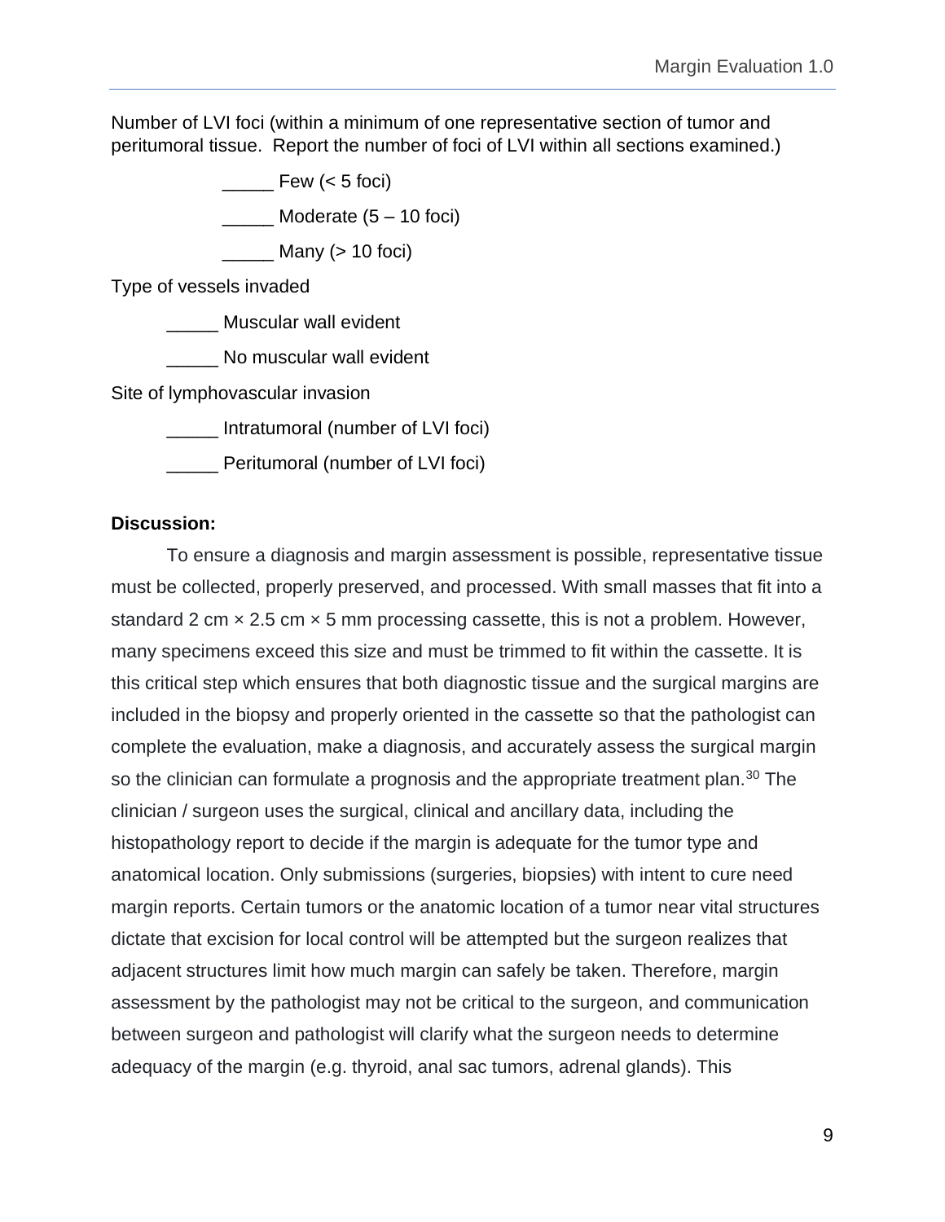Number of LVI foci (within a minimum of one representative section of tumor and peritumoral tissue. Report the number of foci of LVI within all sections examined.)

_____ Few (< 5 foci)

_____ Moderate (5 – 10 foci)

_____ Many (> 10 foci)

Type of vessels invaded

_____ Muscular wall evident

_____ No muscular wall evident

Site of lymphovascular invasion

_____ Intratumoral (number of LVI foci)

_____ Peritumoral (number of LVI foci)

**Discussion:**

To ensure a diagnosis and margin assessment is possible, representative tissue must be collected, properly preserved, and processed. With small masses that fit into a standard 2 cm × 2.5 cm × 5 mm processing cassette, this is not a problem. However, many specimens exceed this size and must be trimmed to fit within the cassette. It is this critical step which ensures that both diagnostic tissue and the surgical margins are included in the biopsy and properly oriented in the cassette so that the pathologist can complete the evaluation, make a diagnosis, and accurately assess the surgical margin so the clinician can formulate a prognosis and the appropriate treatment plan.[30] The clinician / surgeon uses the surgical, clinical and ancillary data, including the histopathology report to decide if the margin is adequate for the tumor type and anatomical location. Only submissions (surgeries, biopsies) with intent to cure need margin reports. Certain tumors or the anatomic location of a tumor near vital structures dictate that excision for local control will be attempted but the surgeon realizes that adjacent structures limit how much margin can safely be taken. Therefore, margin assessment by the pathologist may not be critical to the surgeon, and communication between surgeon and pathologist will clarify what the surgeon needs to determine adequacy of the margin (e.g. thyroid, anal sac tumors, adrenal glands). This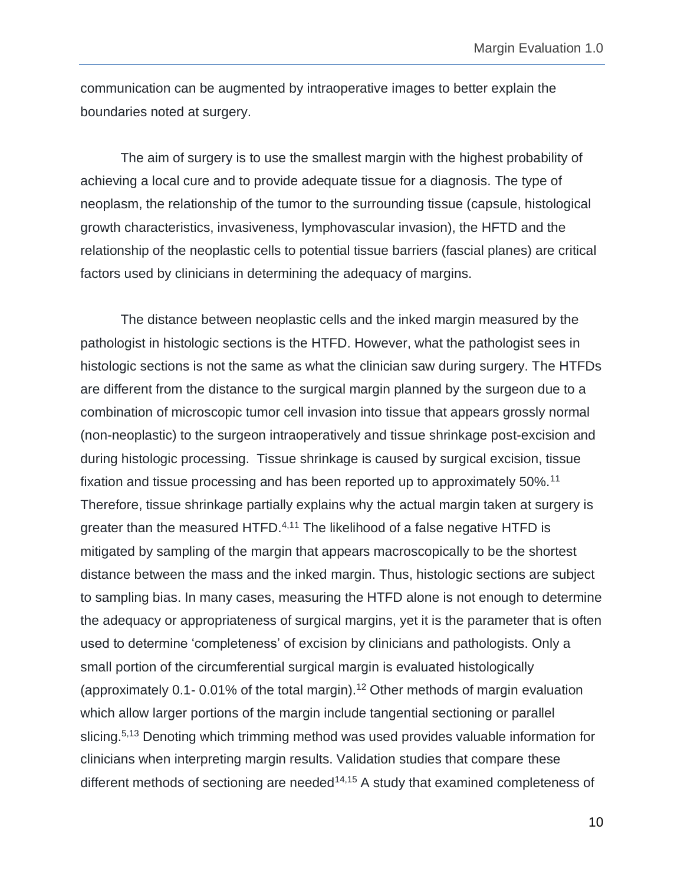communication can be augmented by intraoperative images to better explain the boundaries noted at surgery.

The aim of surgery is to use the smallest margin with the highest probability of achieving a local cure and to provide adequate tissue for a diagnosis. The type of neoplasm, the relationship of the tumor to the surrounding tissue (capsule, histological growth characteristics, invasiveness, lymphovascular invasion), the HFTD and the relationship of the neoplastic cells to potential tissue barriers (fascial planes) are critical factors used by clinicians in determining the adequacy of margins.

The distance between neoplastic cells and the inked margin measured by the pathologist in histologic sections is the HTFD. However, what the pathologist sees in histologic sections is not the same as what the clinician saw during surgery. The HTFDs are different from the distance to the surgical margin planned by the surgeon due to a combination of microscopic tumor cell invasion into tissue that appears grossly normal (non-neoplastic) to the surgeon intraoperatively and tissue shrinkage post-excision and during histologic processing. Tissue shrinkage is caused by surgical excision, tissue fixation and tissue processing and has been reported up to approximately 50%.[11] Therefore, tissue shrinkage partially explains why the actual margin taken at surgery is greater than the measured HTFD.[4,11] The likelihood of a false negative HTFD is mitigated by sampling of the margin that appears macroscopically to be the shortest distance between the mass and the inked margin. Thus, histologic sections are subject to sampling bias. In many cases, measuring the HTFD alone is not enough to determine the adequacy or appropriateness of surgical margins, yet it is the parameter that is often used to determine 'completeness' of excision by clinicians and pathologists. Only a small portion of the circumferential surgical margin is evaluated histologically (approximately 0.1- 0.01% of the total margin).[12] Other methods of margin evaluation which allow larger portions of the margin include tangential sectioning or parallel slicing.[5,13] Denoting which trimming method was used provides valuable information for clinicians when interpreting margin results. Validation studies that compare these different methods of sectioning are needed[14,15] A study that examined completeness of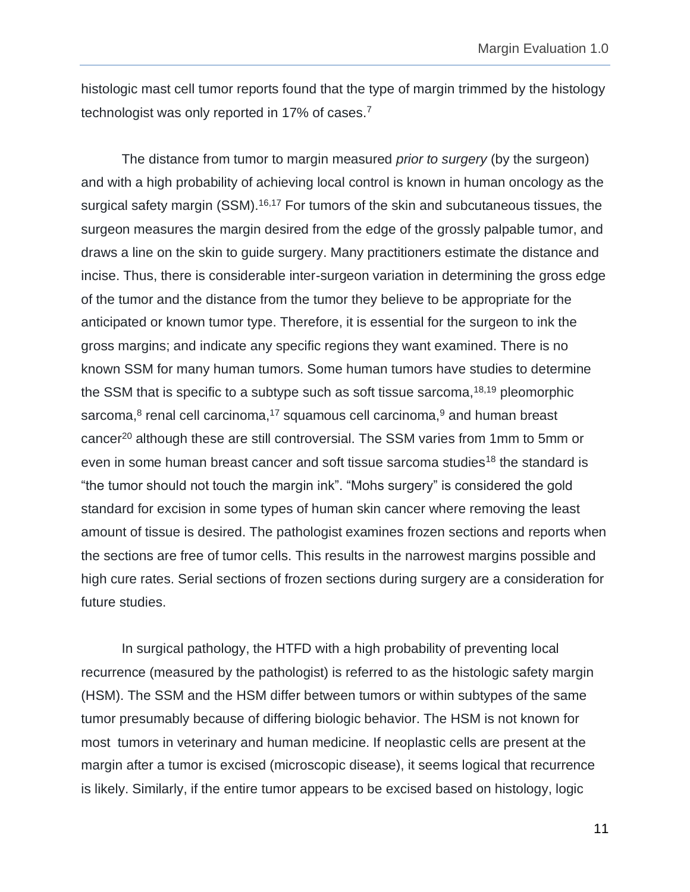histologic mast cell tumor reports found that the type of margin trimmed by the histology technologist was only reported in 17% of cases.[7]

The distance from tumor to margin measured *prior to surgery* (by the surgeon) and with a high probability of achieving local control is known in human oncology as the surgical safety margin (SSM).[16,17] For tumors of the skin and subcutaneous tissues, the surgeon measures the margin desired from the edge of the grossly palpable tumor, and draws a line on the skin to guide surgery. Many practitioners estimate the distance and incise. Thus, there is considerable inter-surgeon variation in determining the gross edge of the tumor and the distance from the tumor they believe to be appropriate for the anticipated or known tumor type. Therefore, it is essential for the surgeon to ink the gross margins; and indicate any specific regions they want examined. There is no known SSM for many human tumors. Some human tumors have studies to determine the SSM that is specific to a subtype such as soft tissue sarcoma,[18,19] pleomorphic sarcoma,[8] renal cell carcinoma,[17] squamous cell carcinoma,[9] and human breast cancer[20] although these are still controversial. The SSM varies from 1mm to 5mm or even in some human breast cancer and soft tissue sarcoma studies[18] the standard is "the tumor should not touch the margin ink". "Mohs surgery" is considered the gold standard for excision in some types of human skin cancer where removing the least amount of tissue is desired. The pathologist examines frozen sections and reports when the sections are free of tumor cells. This results in the narrowest margins possible and high cure rates. Serial sections of frozen sections during surgery are a consideration for future studies.

In surgical pathology, the HTFD with a high probability of preventing local recurrence (measured by the pathologist) is referred to as the histologic safety margin (HSM). The SSM and the HSM differ between tumors or within subtypes of the same tumor presumably because of differing biologic behavior. The HSM is not known for most tumors in veterinary and human medicine. If neoplastic cells are present at the margin after a tumor is excised (microscopic disease), it seems logical that recurrence is likely. Similarly, if the entire tumor appears to be excised based on histology, logic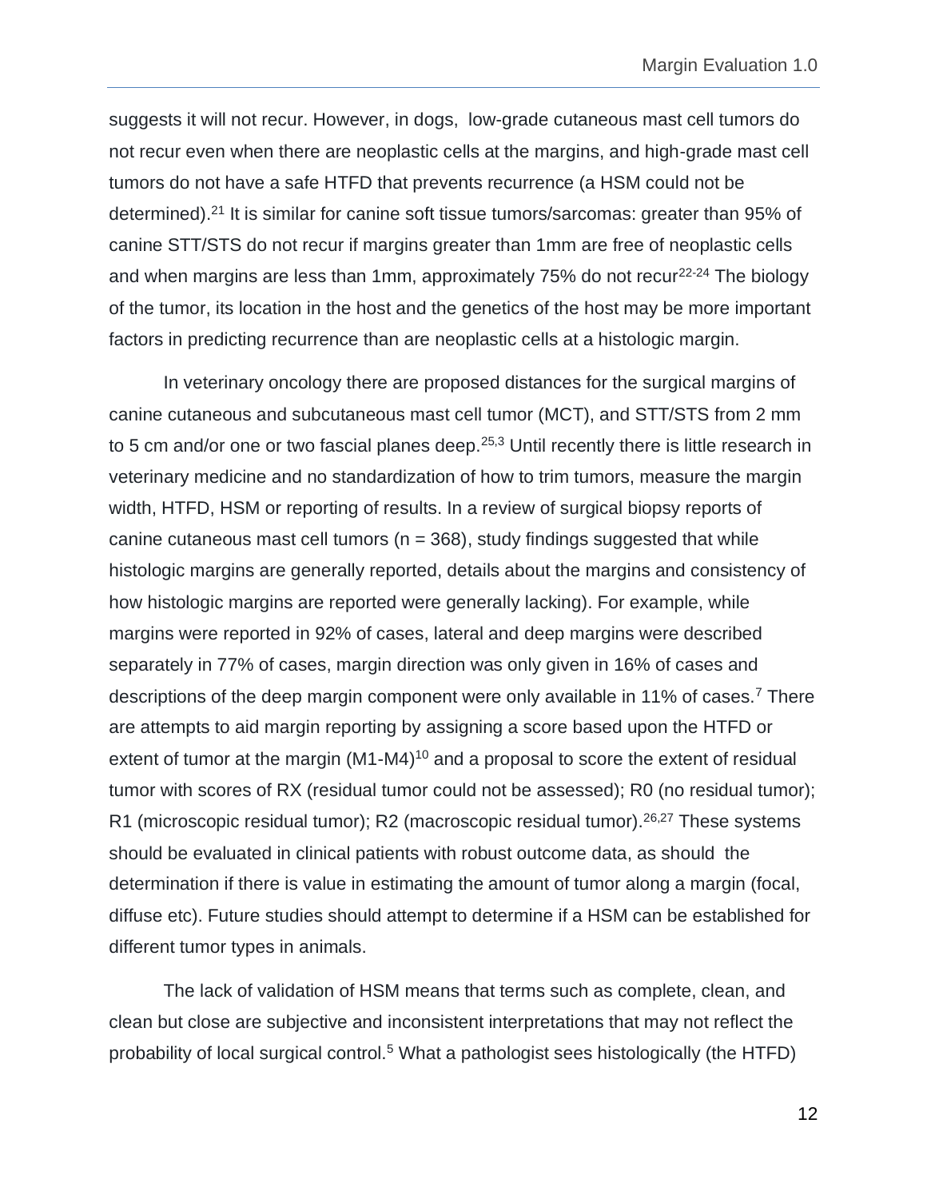suggests it will not recur. However, in dogs, low-grade cutaneous mast cell tumors do not recur even when there are neoplastic cells at the margins, and high-grade mast cell tumors do not have a safe HTFD that prevents recurrence (a HSM could not be determined).[21] It is similar for canine soft tissue tumors/sarcomas: greater than 95% of canine STT/STS do not recur if margins greater than 1mm are free of neoplastic cells and when margins are less than 1mm, approximately 75% do not recur[22-24] The biology of the tumor, its location in the host and the genetics of the host may be more important factors in predicting recurrence than are neoplastic cells at a histologic margin.

In veterinary oncology there are proposed distances for the surgical margins of canine cutaneous and subcutaneous mast cell tumor (MCT), and STT/STS from 2 mm to 5 cm and/or one or two fascial planes deep.[25,3] Until recently there is little research in veterinary medicine and no standardization of how to trim tumors, measure the margin width, HTFD, HSM or reporting of results. In a review of surgical biopsy reports of canine cutaneous mast cell tumors (n = 368), study findings suggested that while histologic margins are generally reported, details about the margins and consistency of how histologic margins are reported were generally lacking). For example, while margins were reported in 92% of cases, lateral and deep margins were described separately in 77% of cases, margin direction was only given in 16% of cases and descriptions of the deep margin component were only available in 11% of cases.[7] There are attempts to aid margin reporting by assigning a score based upon the HTFD or extent of tumor at the margin (M1-M4)[10] and a proposal to score the extent of residual tumor with scores of RX (residual tumor could not be assessed); R0 (no residual tumor); R1 (microscopic residual tumor); R2 (macroscopic residual tumor).[26,27] These systems should be evaluated in clinical patients with robust outcome data, as should the determination if there is value in estimating the amount of tumor along a margin (focal, diffuse etc). Future studies should attempt to determine if a HSM can be established for different tumor types in animals.

The lack of validation of HSM means that terms such as complete, clean, and clean but close are subjective and inconsistent interpretations that may not reflect the probability of local surgical control.[5] What a pathologist sees histologically (the HTFD)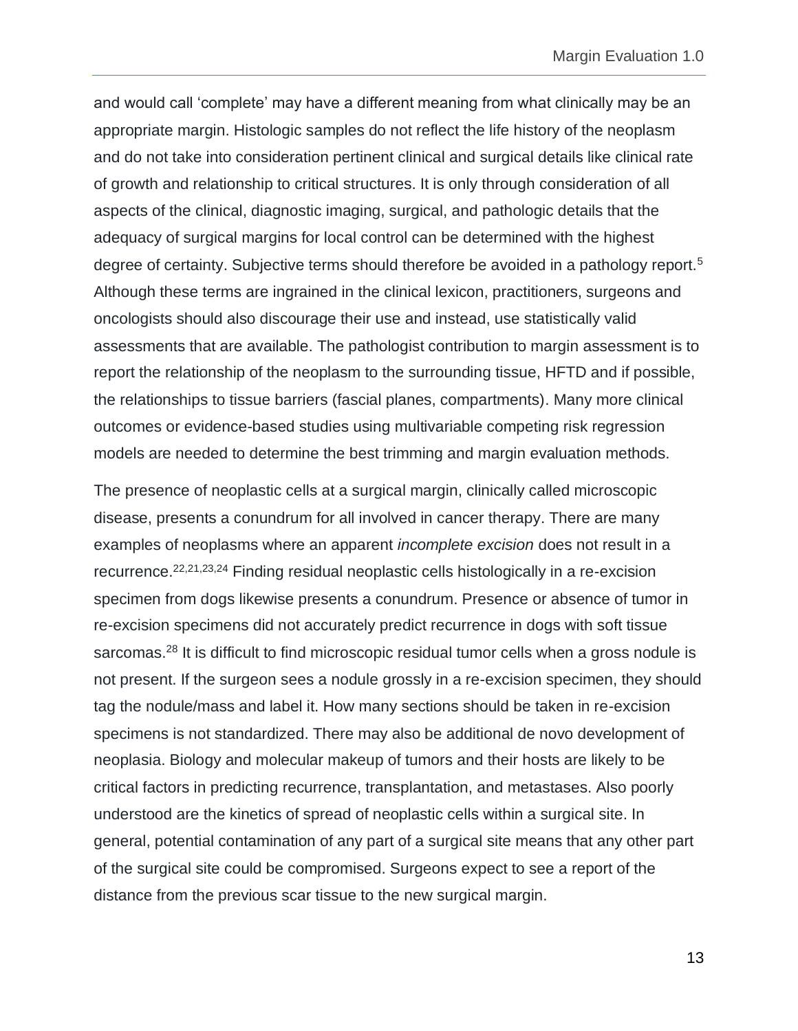and would call 'complete' may have a different meaning from what clinically may be an appropriate margin. Histologic samples do not reflect the life history of the neoplasm and do not take into consideration pertinent clinical and surgical details like clinical rate of growth and relationship to critical structures. It is only through consideration of all aspects of the clinical, diagnostic imaging, surgical, and pathologic details that the adequacy of surgical margins for local control can be determined with the highest degree of certainty. Subjective terms should therefore be avoided in a pathology report.[5] Although these terms are ingrained in the clinical lexicon, practitioners, surgeons and oncologists should also discourage their use and instead, use statistically valid assessments that are available. The pathologist contribution to margin assessment is to report the relationship of the neoplasm to the surrounding tissue, HFTD and if possible, the relationships to tissue barriers (fascial planes, compartments). Many more clinical outcomes or evidence-based studies using multivariable competing risk regression models are needed to determine the best trimming and margin evaluation methods.

The presence of neoplastic cells at a surgical margin, clinically called microscopic disease, presents a conundrum for all involved in cancer therapy. There are many examples of neoplasms where an apparent *incomplete excision* does not result in a recurrence.[22,21,23,24] Finding residual neoplastic cells histologically in a re-excision specimen from dogs likewise presents a conundrum. Presence or absence of tumor in re-excision specimens did not accurately predict recurrence in dogs with soft tissue sarcomas.[28] It is difficult to find microscopic residual tumor cells when a gross nodule is not present. If the surgeon sees a nodule grossly in a re-excision specimen, they should tag the nodule/mass and label it. How many sections should be taken in re-excision specimens is not standardized. There may also be additional de novo development of neoplasia. Biology and molecular makeup of tumors and their hosts are likely to be critical factors in predicting recurrence, transplantation, and metastases. Also poorly understood are the kinetics of spread of neoplastic cells within a surgical site. In general, potential contamination of any part of a surgical site means that any other part of the surgical site could be compromised. Surgeons expect to see a report of the distance from the previous scar tissue to the new surgical margin.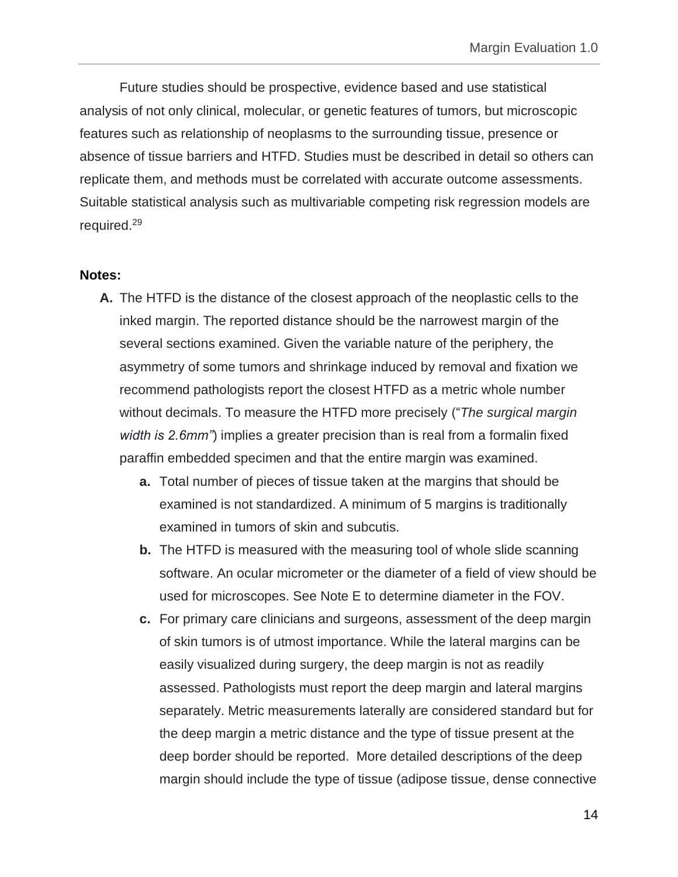Future studies should be prospective, evidence based and use statistical analysis of not only clinical, molecular, or genetic features of tumors, but microscopic features such as relationship of neoplasms to the surrounding tissue, presence or absence of tissue barriers and HTFD. Studies must be described in detail so others can replicate them, and methods must be correlated with accurate outcome assessments. Suitable statistical analysis such as multivariable competing risk regression models are required.[29]

**Notes:**

**A.** The HTFD is the distance of the closest approach of the neoplastic cells to the inked margin. The reported distance should be the narrowest margin of the several sections examined. Given the variable nature of the periphery, the asymmetry of some tumors and shrinkage induced by removal and fixation we recommend pathologists report the closest HTFD as a metric whole number without decimals. To measure the HTFD more precisely ("*The surgical margin width is 2.6mm"*) implies a greater precision than is real from a formalin fixed paraffin embedded specimen and that the entire margin was examined.

   **a.** Total number of pieces of tissue taken at the margins that should be examined is not standardized. A minimum of 5 margins is traditionally examined in tumors of skin and subcutis.

   **b.** The HTFD is measured with the measuring tool of whole slide scanning software. An ocular micrometer or the diameter of a field of view should be used for microscopes. See Note E to determine diameter in the FOV.

   **c.** For primary care clinicians and surgeons, assessment of the deep margin of skin tumors is of utmost importance. While the lateral margins can be easily visualized during surgery, the deep margin is not as readily assessed. Pathologists must report the deep margin and lateral margins separately. Metric measurements laterally are considered standard but for the deep margin a metric distance and the type of tissue present at the deep border should be reported. More detailed descriptions of the deep margin should include the type of tissue (adipose tissue, dense connective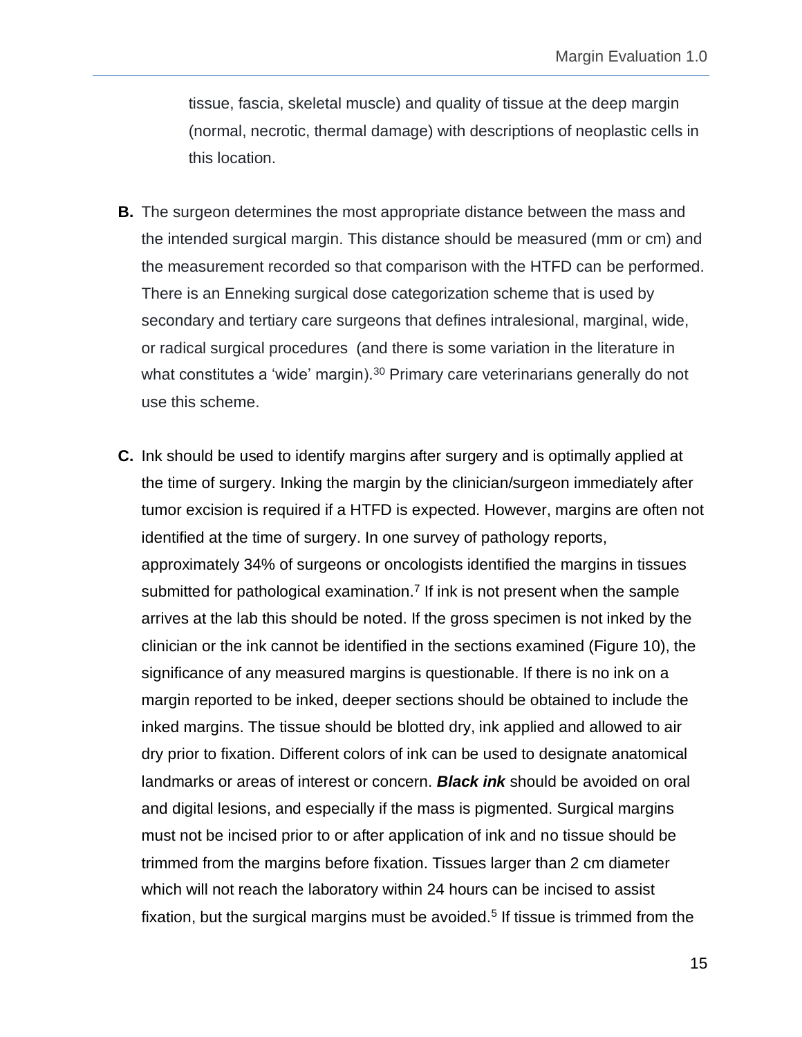tissue, fascia, skeletal muscle) and quality of tissue at the deep margin (normal, necrotic, thermal damage) with descriptions of neoplastic cells in this location.

**B.** The surgeon determines the most appropriate distance between the mass and the intended surgical margin. This distance should be measured (mm or cm) and the measurement recorded so that comparison with the HTFD can be performed. There is an Enneking surgical dose categorization scheme that is used by secondary and tertiary care surgeons that defines intralesional, marginal, wide, or radical surgical procedures (and there is some variation in the literature in what constitutes a 'wide' margin).[30] Primary care veterinarians generally do not use this scheme.

**C.** Ink should be used to identify margins after surgery and is optimally applied at the time of surgery. Inking the margin by the clinician/surgeon immediately after tumor excision is required if a HTFD is expected. However, margins are often not identified at the time of surgery. In one survey of pathology reports, approximately 34% of surgeons or oncologists identified the margins in tissues submitted for pathological examination.[7] If ink is not present when the sample arrives at the lab this should be noted. If the gross specimen is not inked by the clinician or the ink cannot be identified in the sections examined (Figure 10), the significance of any measured margins is questionable. If there is no ink on a margin reported to be inked, deeper sections should be obtained to include the inked margins. The tissue should be blotted dry, ink applied and allowed to air dry prior to fixation. Different colors of ink can be used to designate anatomical landmarks or areas of interest or concern. ***Black ink*** should be avoided on oral and digital lesions, and especially if the mass is pigmented. Surgical margins must not be incised prior to or after application of ink and no tissue should be trimmed from the margins before fixation. Tissues larger than 2 cm diameter which will not reach the laboratory within 24 hours can be incised to assist fixation, but the surgical margins must be avoided.[5] If tissue is trimmed from the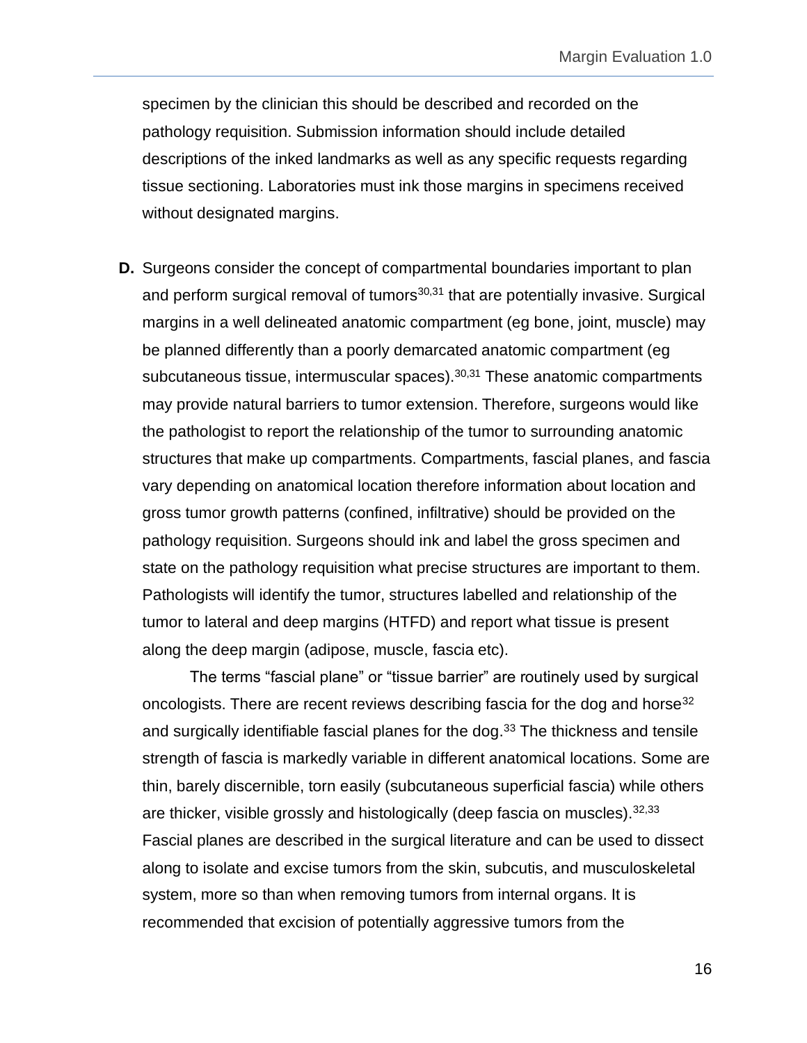specimen by the clinician this should be described and recorded on the pathology requisition. Submission information should include detailed descriptions of the inked landmarks as well as any specific requests regarding tissue sectioning. Laboratories must ink those margins in specimens received without designated margins.

**D.** Surgeons consider the concept of compartmental boundaries important to plan and perform surgical removal of tumors[30,31] that are potentially invasive. Surgical margins in a well delineated anatomic compartment (eg bone, joint, muscle) may be planned differently than a poorly demarcated anatomic compartment (eg subcutaneous tissue, intermuscular spaces).[30,31] These anatomic compartments may provide natural barriers to tumor extension. Therefore, surgeons would like the pathologist to report the relationship of the tumor to surrounding anatomic structures that make up compartments. Compartments, fascial planes, and fascia vary depending on anatomical location therefore information about location and gross tumor growth patterns (confined, infiltrative) should be provided on the pathology requisition. Surgeons should ink and label the gross specimen and state on the pathology requisition what precise structures are important to them. Pathologists will identify the tumor, structures labelled and relationship of the tumor to lateral and deep margins (HTFD) and report what tissue is present along the deep margin (adipose, muscle, fascia etc).

The terms “fascial plane” or “tissue barrier” are routinely used by surgical oncologists. There are recent reviews describing fascia for the dog and horse[32] and surgically identifiable fascial planes for the dog.[33] The thickness and tensile strength of fascia is markedly variable in different anatomical locations. Some are thin, barely discernible, torn easily (subcutaneous superficial fascia) while others are thicker, visible grossly and histologically (deep fascia on muscles).[32,33] Fascial planes are described in the surgical literature and can be used to dissect along to isolate and excise tumors from the skin, subcutis, and musculoskeletal system, more so than when removing tumors from internal organs. It is recommended that excision of potentially aggressive tumors from the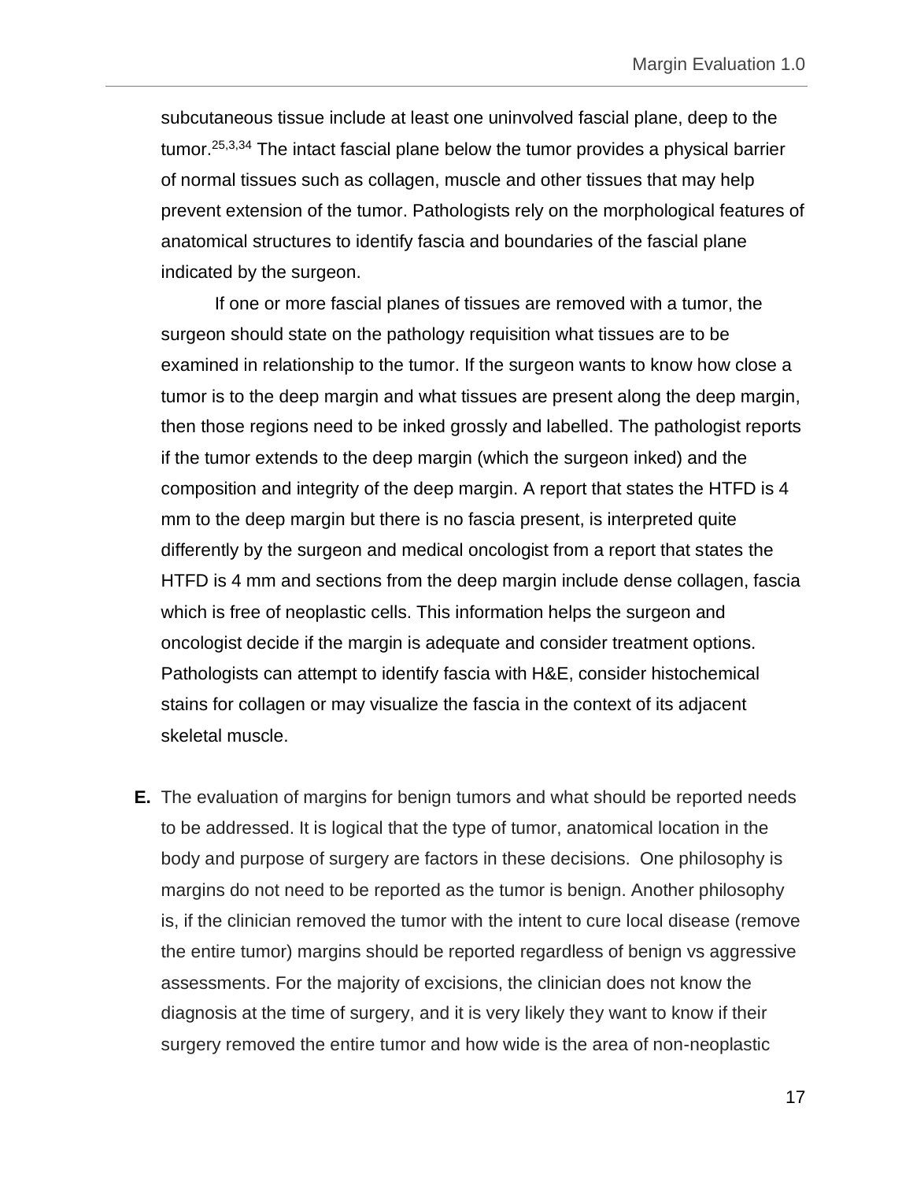subcutaneous tissue include at least one uninvolved fascial plane, deep to the tumor.[25,3,34] The intact fascial plane below the tumor provides a physical barrier of normal tissues such as collagen, muscle and other tissues that may help prevent extension of the tumor. Pathologists rely on the morphological features of anatomical structures to identify fascia and boundaries of the fascial plane indicated by the surgeon.

If one or more fascial planes of tissues are removed with a tumor, the surgeon should state on the pathology requisition what tissues are to be examined in relationship to the tumor. If the surgeon wants to know how close a tumor is to the deep margin and what tissues are present along the deep margin, then those regions need to be inked grossly and labelled. The pathologist reports if the tumor extends to the deep margin (which the surgeon inked) and the composition and integrity of the deep margin. A report that states the HTFD is 4 mm to the deep margin but there is no fascia present, is interpreted quite differently by the surgeon and medical oncologist from a report that states the HTFD is 4 mm and sections from the deep margin include dense collagen, fascia which is free of neoplastic cells. This information helps the surgeon and oncologist decide if the margin is adequate and consider treatment options. Pathologists can attempt to identify fascia with H&E, consider histochemical stains for collagen or may visualize the fascia in the context of its adjacent skeletal muscle.

**E.** The evaluation of margins for benign tumors and what should be reported needs to be addressed. It is logical that the type of tumor, anatomical location in the body and purpose of surgery are factors in these decisions. One philosophy is margins do not need to be reported as the tumor is benign. Another philosophy is, if the clinician removed the tumor with the intent to cure local disease (remove the entire tumor) margins should be reported regardless of benign vs aggressive assessments. For the majority of excisions, the clinician does not know the diagnosis at the time of surgery, and it is very likely they want to know if their surgery removed the entire tumor and how wide is the area of non-neoplastic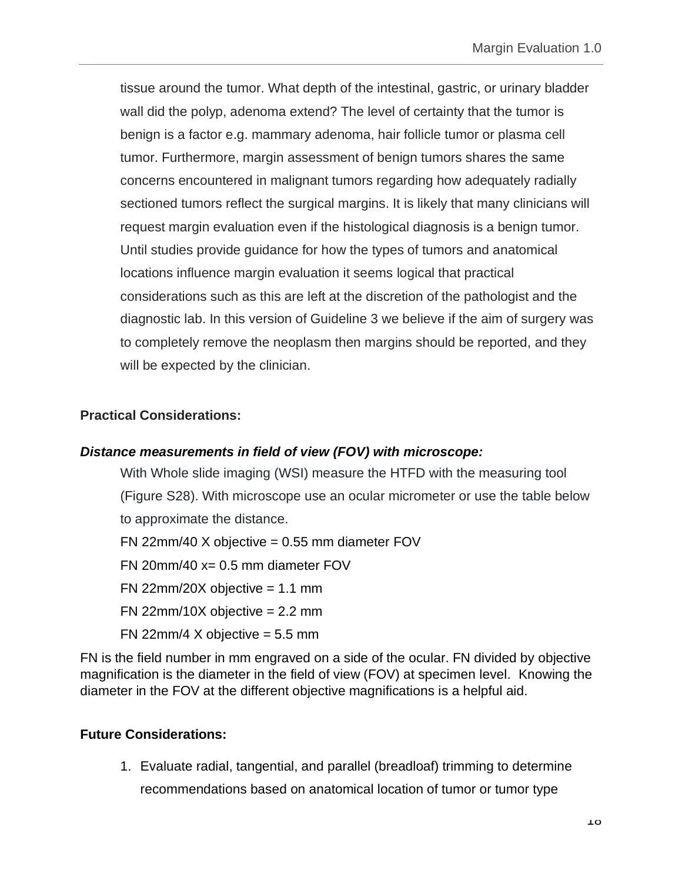tissue around the tumor. What depth of the intestinal, gastric, or urinary bladder wall did the polyp, adenoma extend? The level of certainty that the tumor is benign is a factor e.g. mammary adenoma, hair follicle tumor or plasma cell tumor. Furthermore, margin assessment of benign tumors shares the same concerns encountered in malignant tumors regarding how adequately radially sectioned tumors reflect the surgical margins. It is likely that many clinicians will request margin evaluation even if the histological diagnosis is a benign tumor. Until studies provide guidance for how the types of tumors and anatomical locations influence margin evaluation it seems logical that practical considerations such as this are left at the discretion of the pathologist and the diagnostic lab. In this version of Guideline 3 we believe if the aim of surgery was to completely remove the neoplasm then margins should be reported, and they will be expected by the clinician.

**Practical Considerations:**

***Distance measurements in field of view (FOV) with microscope:***

With Whole slide imaging (WSI) measure the HTFD with the measuring tool (Figure S28). With microscope use an ocular micrometer or use the table below to approximate the distance.

FN 22mm/40 X objective = 0.55 mm diameter FOV

FN 20mm/40 x= 0.5 mm diameter FOV

FN 22mm/20X objective = 1.1 mm

FN 22mm/10X objective = 2.2 mm

FN 22mm/4 X objective = 5.5 mm

FN is the field number in mm engraved on a side of the ocular. FN divided by objective magnification is the diameter in the field of view (FOV) at specimen level. Knowing the diameter in the FOV at the different objective magnifications is a helpful aid.

**Future Considerations:**

1. Evaluate radial, tangential, and parallel (breadloaf) trimming to determine recommendations based on anatomical location of tumor or tumor type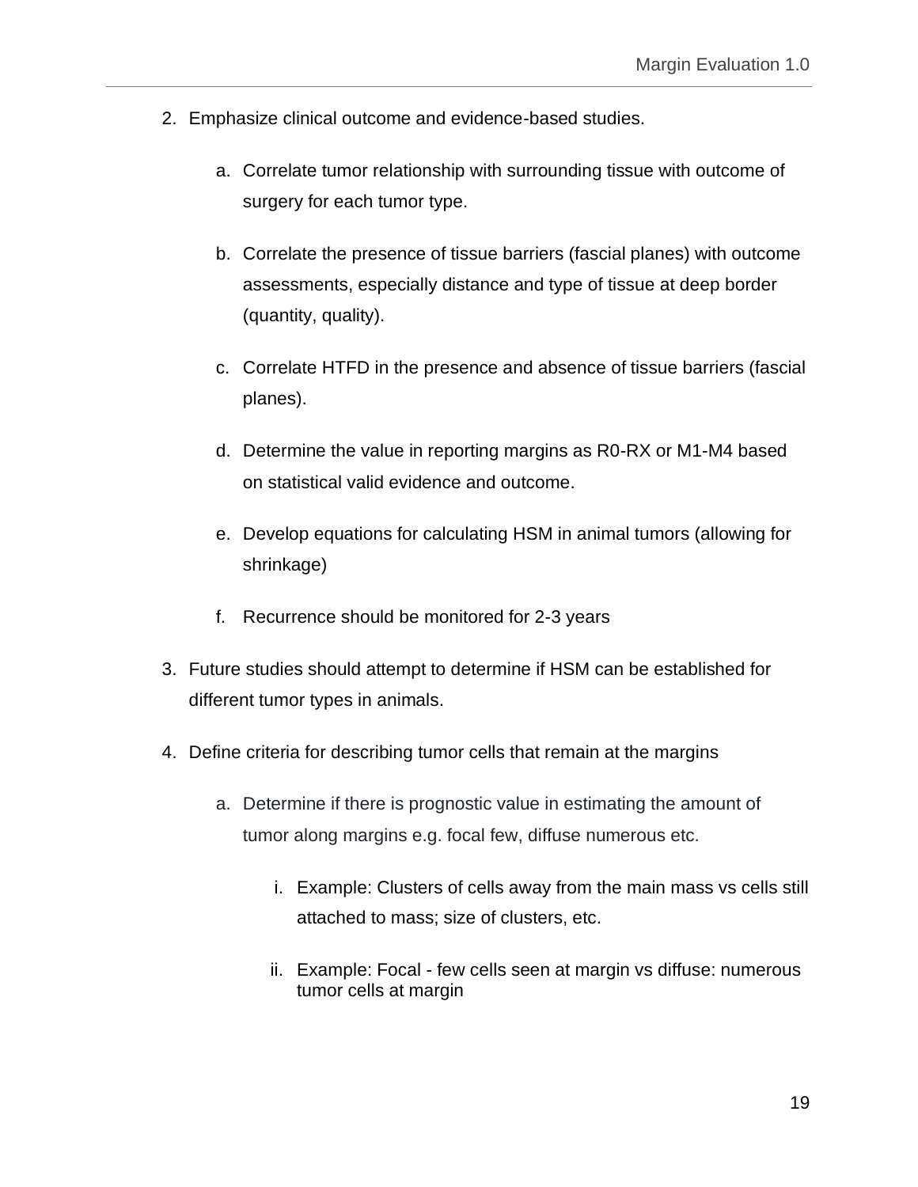2. Emphasize clinical outcome and evidence-based studies.

    a. Correlate tumor relationship with surrounding tissue with outcome of surgery for each tumor type.

    b. Correlate the presence of tissue barriers (fascial planes) with outcome assessments, especially distance and type of tissue at deep border (quantity, quality).

    c. Correlate HTFD in the presence and absence of tissue barriers (fascial planes).

    d. Determine the value in reporting margins as R0-RX or M1-M4 based on statistical valid evidence and outcome.

    e. Develop equations for calculating HSM in animal tumors (allowing for shrinkage)

    f. Recurrence should be monitored for 2-3 years

3. Future studies should attempt to determine if HSM can be established for different tumor types in animals.

4. Define criteria for describing tumor cells that remain at the margins

    a. Determine if there is prognostic value in estimating the amount of tumor along margins e.g. focal few, diffuse numerous etc.

        i. Example: Clusters of cells away from the main mass vs cells still attached to mass; size of clusters, etc.

        ii. Example: Focal - few cells seen at margin vs diffuse: numerous tumor cells at margin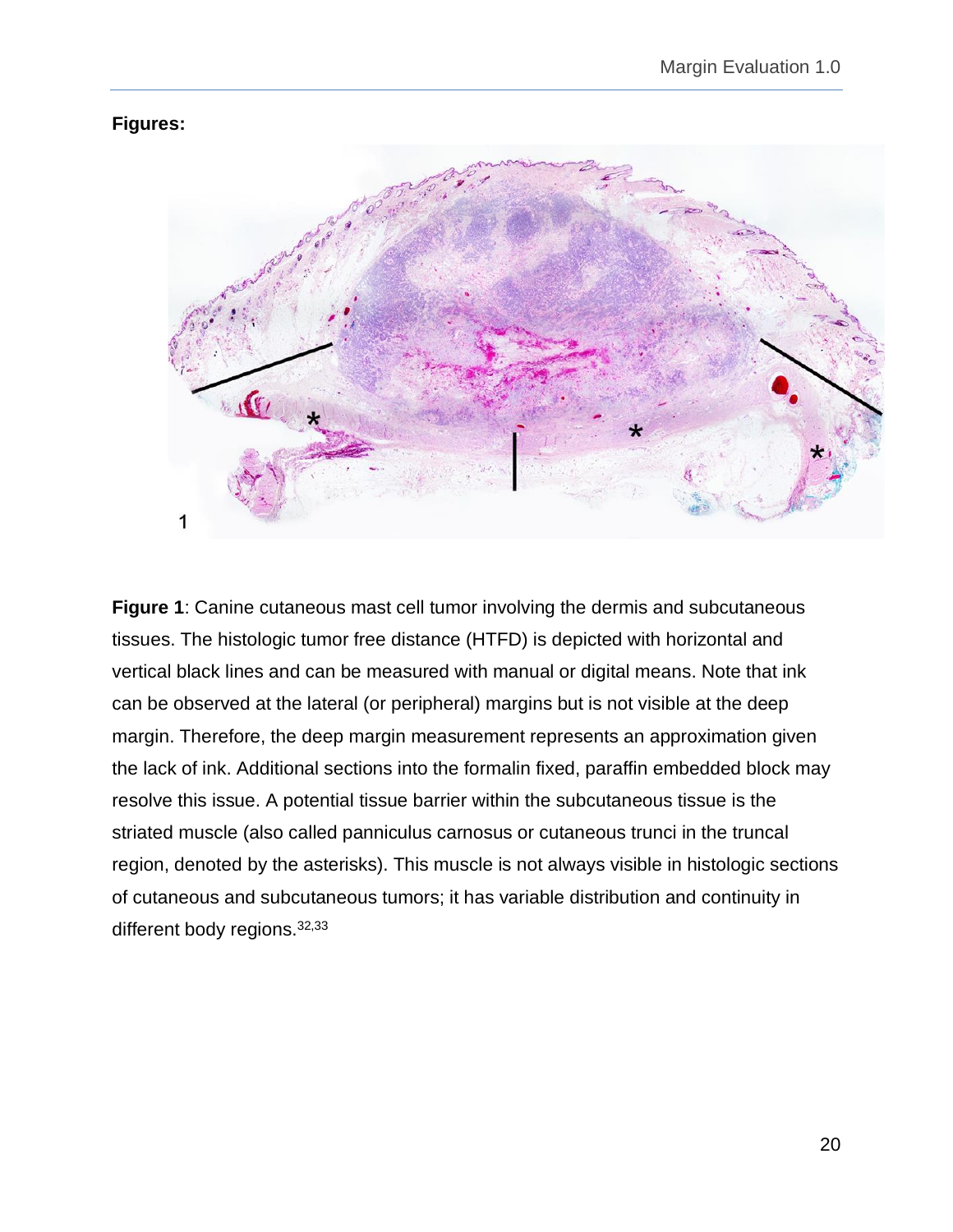**Figures:**

**Figure 1**: Canine cutaneous mast cell tumor involving the dermis and subcutaneous tissues. The histologic tumor free distance (HTFD) is depicted with horizontal and vertical black lines and can be measured with manual or digital means. Note that ink can be observed at the lateral (or peripheral) margins but is not visible at the deep margin. Therefore, the deep margin measurement represents an approximation given the lack of ink. Additional sections into the formalin fixed, paraffin embedded block may resolve this issue. A potential tissue barrier within the subcutaneous tissue is the striated muscle (also called panniculus carnosus or cutaneous trunci in the truncal region, denoted by the asterisks). This muscle is not always visible in histologic sections of cutaneous and subcutaneous tumors; it has variable distribution and continuity in different body regions.[32,33]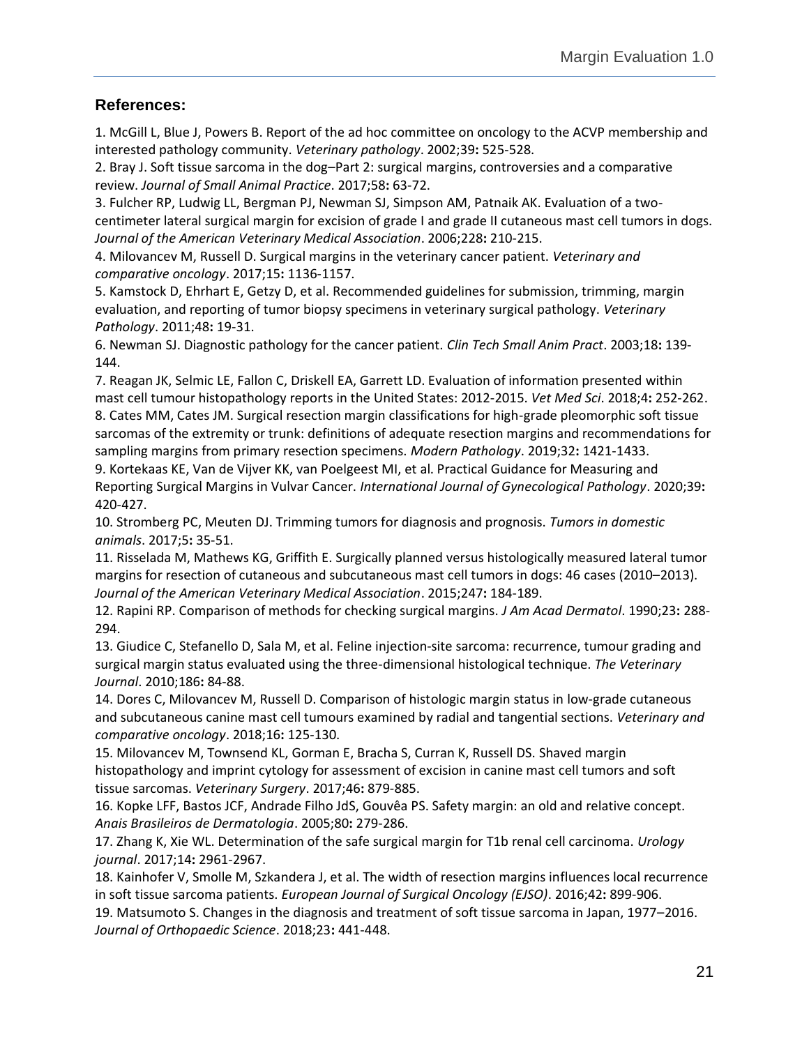## References:

1. McGill L, Blue J, Powers B. Report of the ad hoc committee on oncology to the ACVP membership and interested pathology community. *Veterinary pathology*. 2002;39**:** 525-528.
2. Bray J. Soft tissue sarcoma in the dog–Part 2: surgical margins, controversies and a comparative review. *Journal of Small Animal Practice*. 2017;58**:** 63-72.
3. Fulcher RP, Ludwig LL, Bergman PJ, Newman SJ, Simpson AM, Patnaik AK. Evaluation of a two-centimeter lateral surgical margin for excision of grade I and grade II cutaneous mast cell tumors in dogs. *Journal of the American Veterinary Medical Association*. 2006;228**:** 210-215.
4. Milovancev M, Russell D. Surgical margins in the veterinary cancer patient. *Veterinary and comparative oncology*. 2017;15**:** 1136-1157.
5. Kamstock D, Ehrhart E, Getzy D, et al. Recommended guidelines for submission, trimming, margin evaluation, and reporting of tumor biopsy specimens in veterinary surgical pathology. *Veterinary Pathology*. 2011;48**:** 19-31.
6. Newman SJ. Diagnostic pathology for the cancer patient. *Clin Tech Small Anim Pract*. 2003;18**:** 139-144.
7. Reagan JK, Selmic LE, Fallon C, Driskell EA, Garrett LD. Evaluation of information presented within mast cell tumour histopathology reports in the United States: 2012-2015. *Vet Med Sci*. 2018;4**:** 252-262.
8. Cates MM, Cates JM. Surgical resection margin classifications for high-grade pleomorphic soft tissue sarcomas of the extremity or trunk: definitions of adequate resection margins and recommendations for sampling margins from primary resection specimens. *Modern Pathology*. 2019;32**:** 1421-1433.
9. Kortekaas KE, Van de Vijver KK, van Poelgeest MI, et al. Practical Guidance for Measuring and Reporting Surgical Margins in Vulvar Cancer. *International Journal of Gynecological Pathology*. 2020;39**:** 420-427.
10. Stromberg PC, Meuten DJ. Trimming tumors for diagnosis and prognosis. *Tumors in domestic animals*. 2017;5**:** 35-51.
11. Risselada M, Mathews KG, Griffith E. Surgically planned versus histologically measured lateral tumor margins for resection of cutaneous and subcutaneous mast cell tumors in dogs: 46 cases (2010–2013). *Journal of the American Veterinary Medical Association*. 2015;247**:** 184-189.
12. Rapini RP. Comparison of methods for checking surgical margins. *J Am Acad Dermatol*. 1990;23**:** 288-294.
13. Giudice C, Stefanello D, Sala M, et al. Feline injection-site sarcoma: recurrence, tumour grading and surgical margin status evaluated using the three-dimensional histological technique. *The Veterinary Journal*. 2010;186**:** 84-88.
14. Dores C, Milovancev M, Russell D. Comparison of histologic margin status in low-grade cutaneous and subcutaneous canine mast cell tumours examined by radial and tangential sections. *Veterinary and comparative oncology*. 2018;16**:** 125-130.
15. Milovancev M, Townsend KL, Gorman E, Bracha S, Curran K, Russell DS. Shaved margin histopathology and imprint cytology for assessment of excision in canine mast cell tumors and soft tissue sarcomas. *Veterinary Surgery*. 2017;46**:** 879-885.
16. Kopke LFF, Bastos JCF, Andrade Filho JdS, Gouvêa PS. Safety margin: an old and relative concept. *Anais Brasileiros de Dermatologia*. 2005;80**:** 279-286.
17. Zhang K, Xie WL. Determination of the safe surgical margin for T1b renal cell carcinoma. *Urology journal*. 2017;14**:** 2961-2967.
18. Kainhofer V, Smolle M, Szkandera J, et al. The width of resection margins influences local recurrence in soft tissue sarcoma patients. *European Journal of Surgical Oncology (EJSO)*. 2016;42**:** 899-906.
19. Matsumoto S. Changes in the diagnosis and treatment of soft tissue sarcoma in Japan, 1977–2016. *Journal of Orthopaedic Science*. 2018;23**:** 441-448.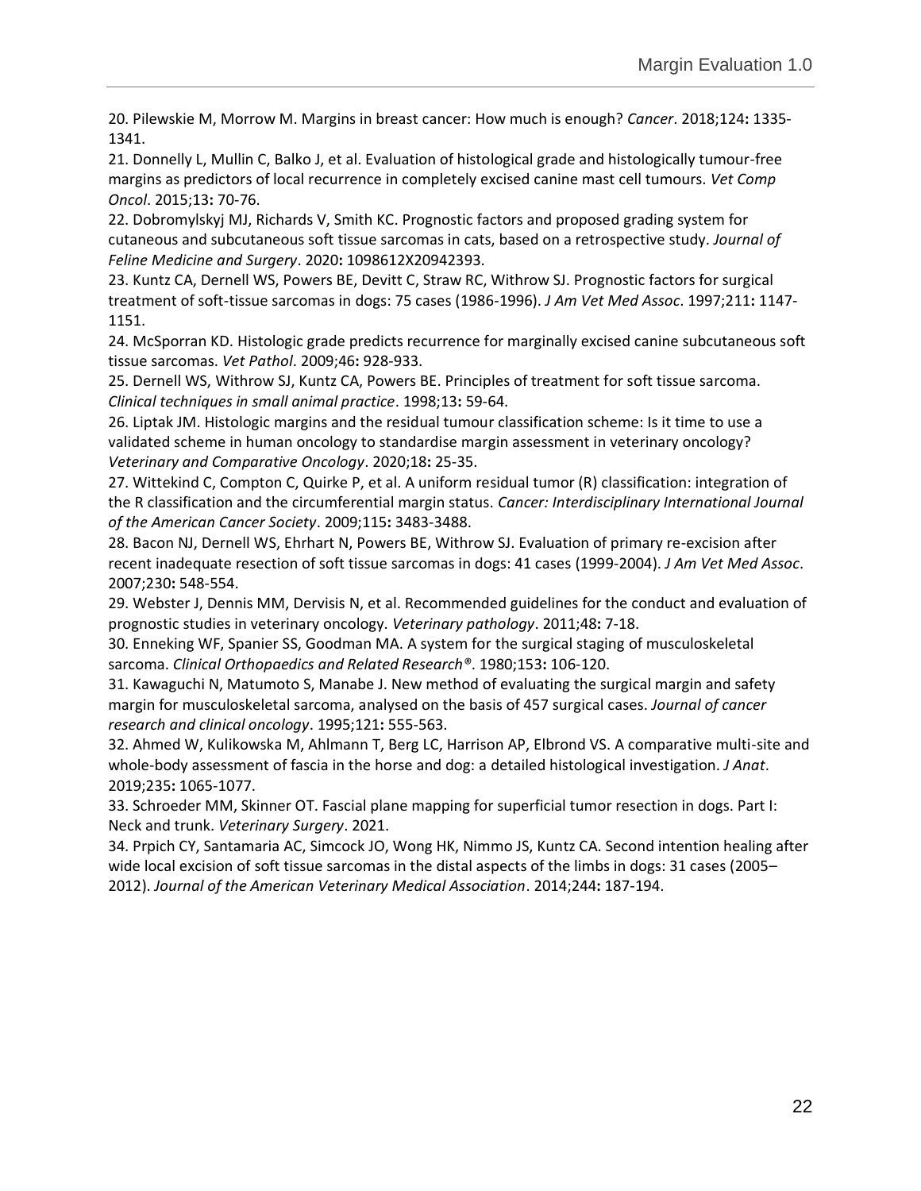20. Pilewskie M, Morrow M. Margins in breast cancer: How much is enough? *Cancer*. 2018;124**:** 1335-1341.

21. Donnelly L, Mullin C, Balko J, et al. Evaluation of histological grade and histologically tumour-free margins as predictors of local recurrence in completely excised canine mast cell tumours. *Vet Comp Oncol*. 2015;13**:** 70-76.

22. Dobromylskyj MJ, Richards V, Smith KC. Prognostic factors and proposed grading system for cutaneous and subcutaneous soft tissue sarcomas in cats, based on a retrospective study. *Journal of Feline Medicine and Surgery*. 2020**:** 1098612X20942393.

23. Kuntz CA, Dernell WS, Powers BE, Devitt C, Straw RC, Withrow SJ. Prognostic factors for surgical treatment of soft-tissue sarcomas in dogs: 75 cases (1986-1996). *J Am Vet Med Assoc*. 1997;211**:** 1147-1151.

24. McSporran KD. Histologic grade predicts recurrence for marginally excised canine subcutaneous soft tissue sarcomas. *Vet Pathol*. 2009;46**:** 928-933.

25. Dernell WS, Withrow SJ, Kuntz CA, Powers BE. Principles of treatment for soft tissue sarcoma. *Clinical techniques in small animal practice*. 1998;13**:** 59-64.

26. Liptak JM. Histologic margins and the residual tumour classification scheme: Is it time to use a validated scheme in human oncology to standardise margin assessment in veterinary oncology? *Veterinary and Comparative Oncology*. 2020;18**:** 25-35.

27. Wittekind C, Compton C, Quirke P, et al. A uniform residual tumor (R) classification: integration of the R classification and the circumferential margin status. *Cancer: Interdisciplinary International Journal of the American Cancer Society*. 2009;115**:** 3483-3488.

28. Bacon NJ, Dernell WS, Ehrhart N, Powers BE, Withrow SJ. Evaluation of primary re-excision after recent inadequate resection of soft tissue sarcomas in dogs: 41 cases (1999-2004). *J Am Vet Med Assoc*. 2007;230**:** 548-554.

29. Webster J, Dennis MM, Dervisis N, et al. Recommended guidelines for the conduct and evaluation of prognostic studies in veterinary oncology. *Veterinary pathology*. 2011;48**:** 7-18.

30. Enneking WF, Spanier SS, Goodman MA. A system for the surgical staging of musculoskeletal sarcoma. *Clinical Orthopaedics and Related Research®*. 1980;153**:** 106-120.

31. Kawaguchi N, Matumoto S, Manabe J. New method of evaluating the surgical margin and safety margin for musculoskeletal sarcoma, analysed on the basis of 457 surgical cases. *Journal of cancer research and clinical oncology*. 1995;121**:** 555-563.

32. Ahmed W, Kulikowska M, Ahlmann T, Berg LC, Harrison AP, Elbrond VS. A comparative multi-site and whole-body assessment of fascia in the horse and dog: a detailed histological investigation. *J Anat*. 2019;235**:** 1065-1077.

33. Schroeder MM, Skinner OT. Fascial plane mapping for superficial tumor resection in dogs. Part I: Neck and trunk. *Veterinary Surgery*. 2021.

34. Prpich CY, Santamaria AC, Simcock JO, Wong HK, Nimmo JS, Kuntz CA. Second intention healing after wide local excision of soft tissue sarcomas in the distal aspects of the limbs in dogs: 31 cases (2005–2012). *Journal of the American Veterinary Medical Association*. 2014;244**:** 187-194.